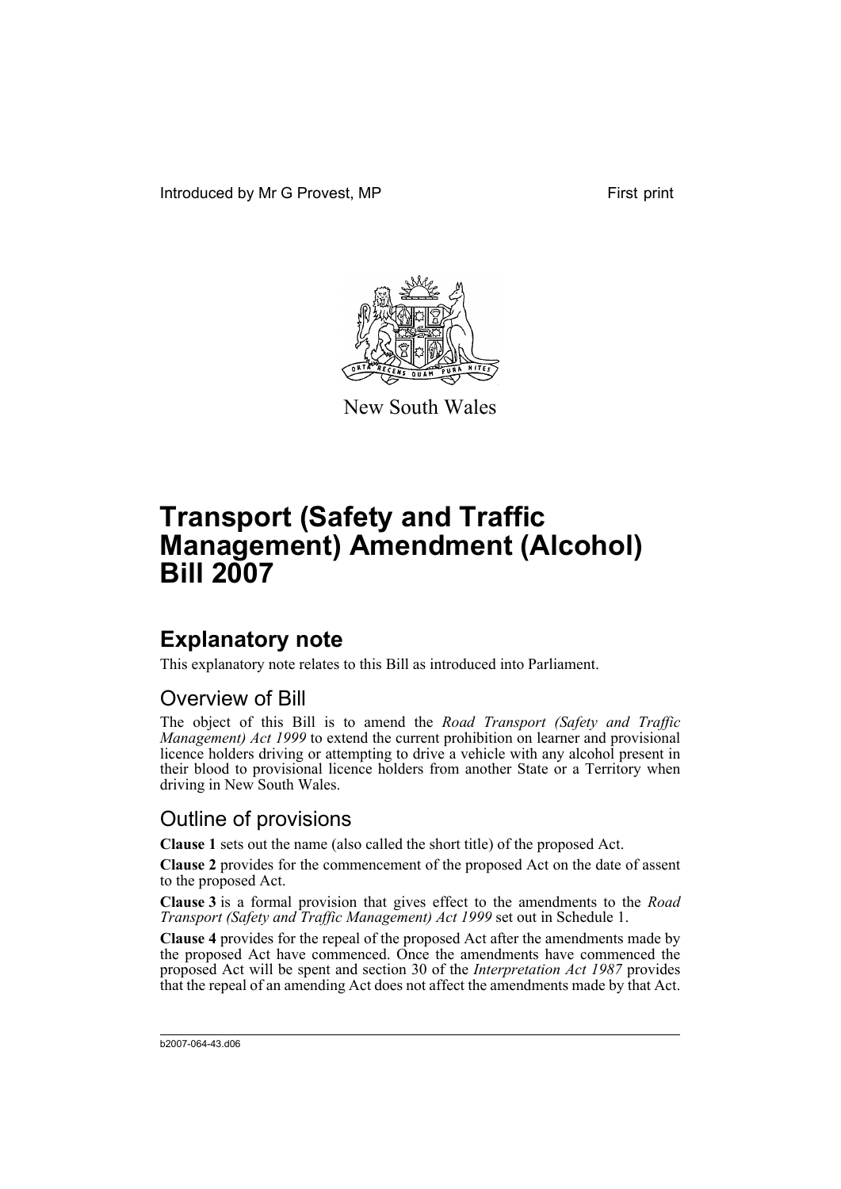Introduced by Mr G Provest, MP

First print

New South Wales

# Transport (Safety and Traffic Management) Amendment (Alcohol) Bill 2007

## Explanatory note

This explanatory note relates to this Bill as introduced into Parliament.

### Overview of Bill

The object of this Bill is to amend the *Road Transport (Safety and Traffic Management) Act 1999* to extend the current prohibition on learner and provisional licence holders driving or attempting to drive a vehicle with any alcohol present in their blood to provisional licence holders from another State or a Territory when driving in New South Wales.

### Outline of provisions

**Clause 1** sets out the name (also called the short title) of the proposed Act.

**Clause 2** provides for the commencement of the proposed Act on the date of assent to the proposed Act.

**Clause 3** is a formal provision that gives effect to the amendments to the *Road Transport (Safety and Traffic Management) Act 1999* set out in Schedule 1.

**Clause 4** provides for the repeal of the proposed Act after the amendments made by the proposed Act have commenced. Once the amendments have commenced the proposed Act will be spent and section 30 of the *Interpretation Act 1987* provides that the repeal of an amending Act does not affect the amendments made by that Act.

b2007-064-43.d06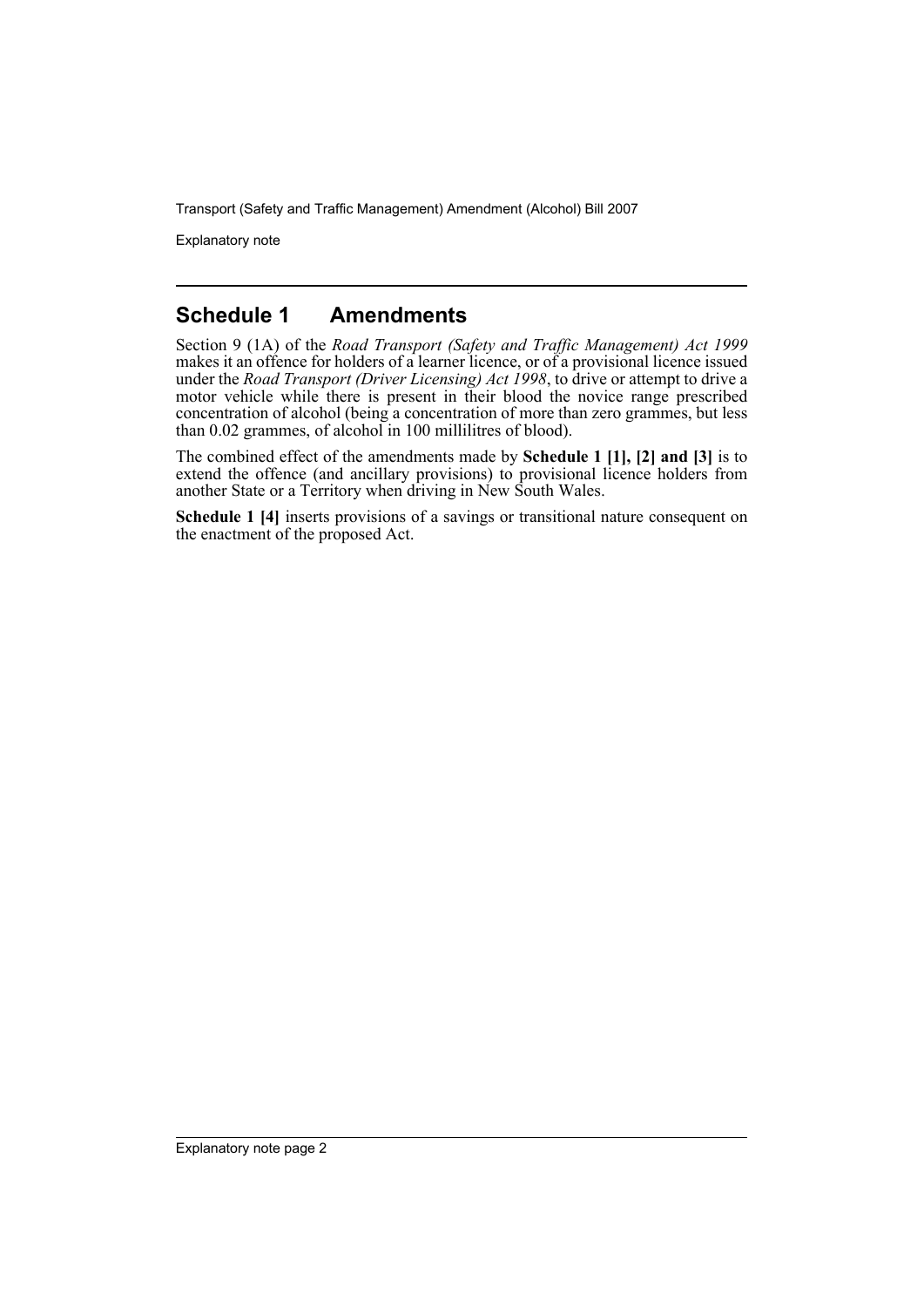## Schedule 1 Amendments

Section 9 (1A) of the *Road Transport (Safety and Traffic Management) Act 1999* makes it an offence for holders of a learner licence, or of a provisional licence issued under the *Road Transport (Driver Licensing) Act 1998*, to drive or attempt to drive a motor vehicle while there is present in their blood the novice range prescribed concentration of alcohol (being a concentration of more than zero grammes, but less than 0.02 grammes, of alcohol in 100 millilitres of blood).

The combined effect of the amendments made by **Schedule 1 [1], [2] and [3]** is to extend the offence (and ancillary provisions) to provisional licence holders from another State or a Territory when driving in New South Wales.

**Schedule 1 [4]** inserts provisions of a savings or transitional nature consequent on the enactment of the proposed Act.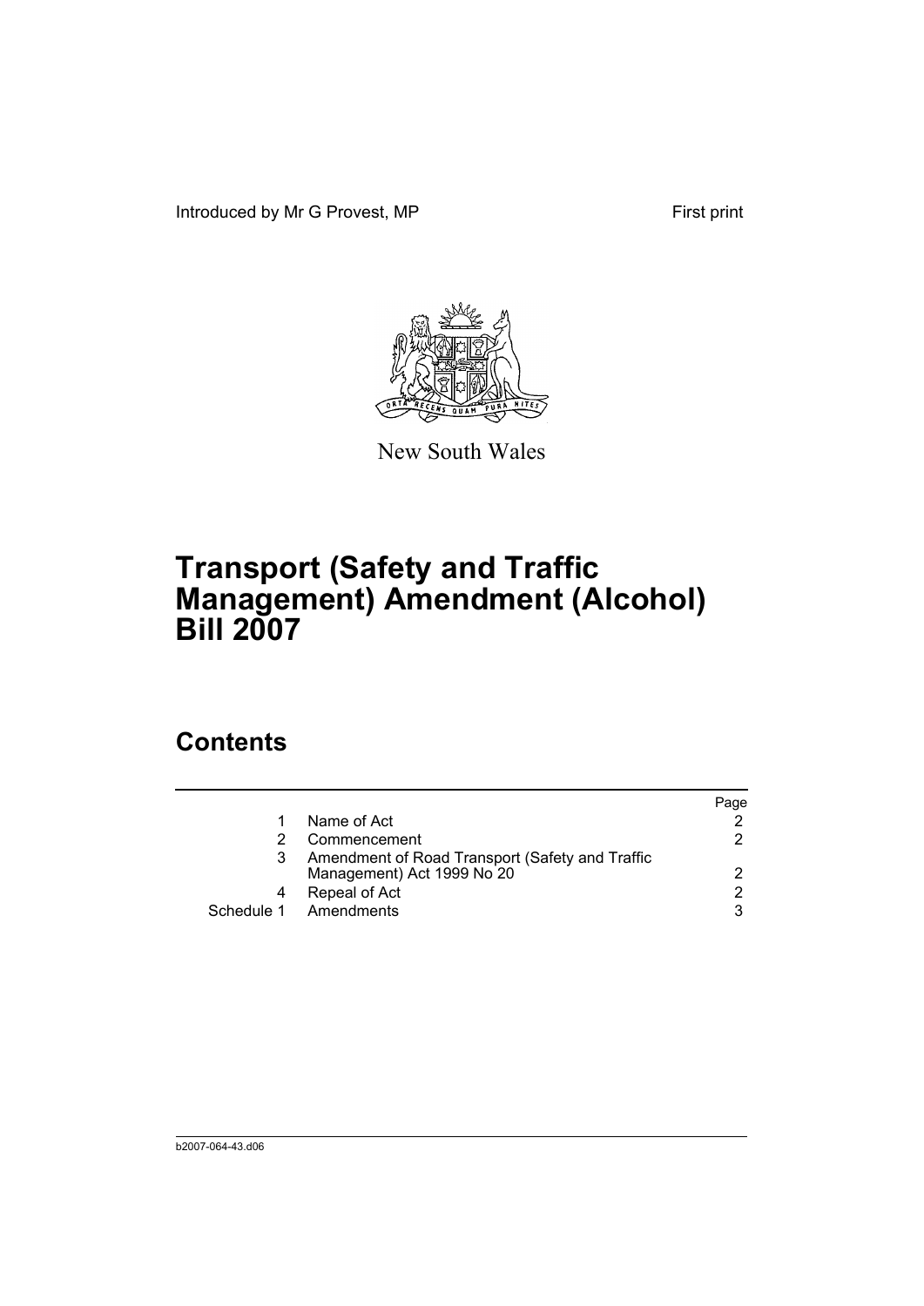Introduced by Mr G Provest, MP

First print

New South Wales

# Transport (Safety and Traffic Management) Amendment (Alcohol) Bill 2007

## Contents

| | | Page |
|---|---|---|
| 1 | Name of Act | 2 |
| 2 | Commencement | 2 |
| 3 | Amendment of Road Transport (Safety and Traffic Management) Act 1999 No 20 | 2 |
| 4 | Repeal of Act | 2 |
| Schedule 1 | Amendments | 3 |

b2007-064-43.d06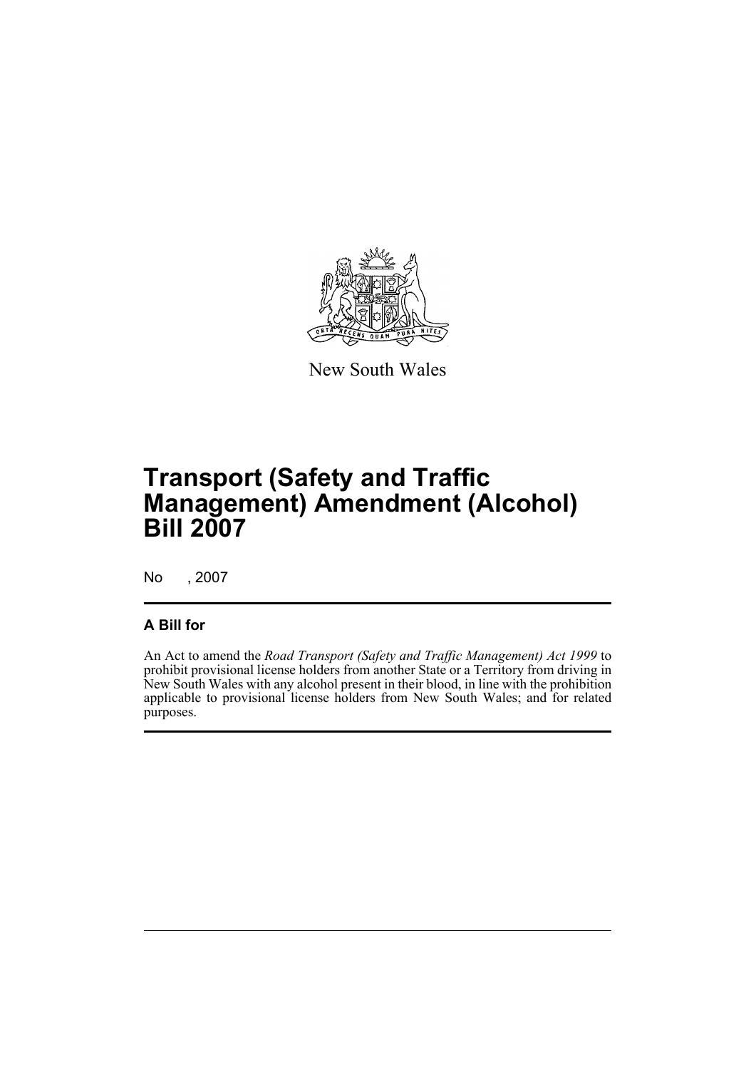New South Wales

# Transport (Safety and Traffic Management) Amendment (Alcohol) Bill 2007

No , 2007

## A Bill for

An Act to amend the *Road Transport (Safety and Traffic Management) Act 1999* to prohibit provisional license holders from another State or a Territory from driving in New South Wales with any alcohol present in their blood, in line with the prohibition applicable to provisional license holders from New South Wales; and for related purposes.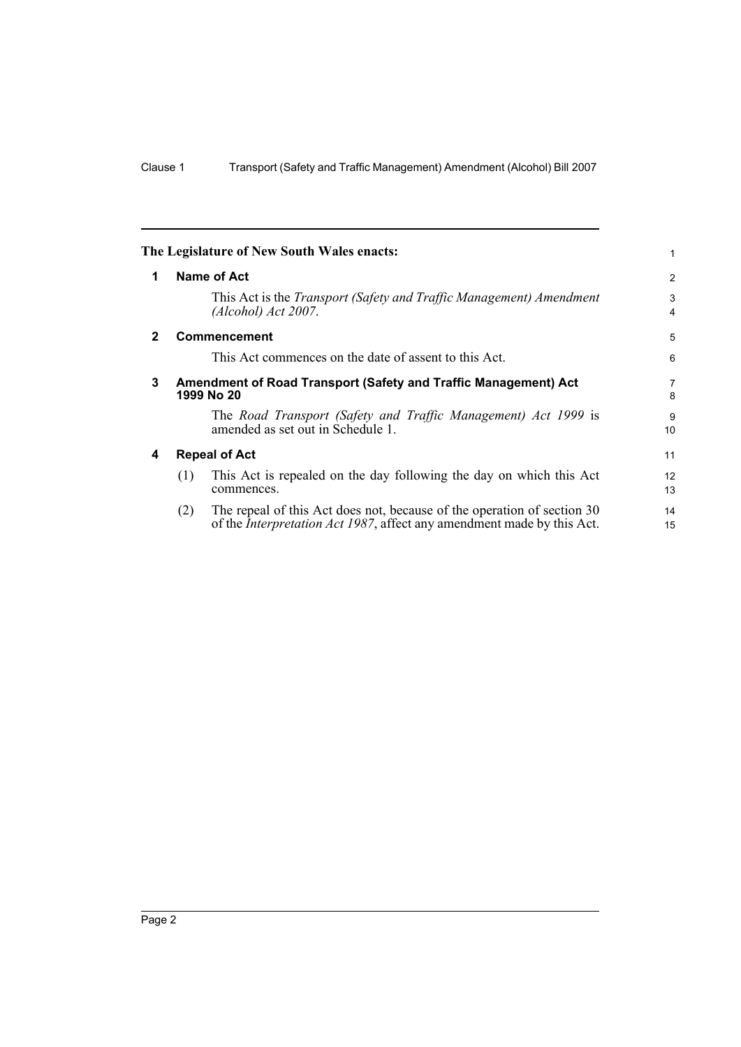The Legislature of New South Wales enacts:

## 1 Name of Act

This Act is the *Transport (Safety and Traffic Management) Amendment (Alcohol) Act 2007*.

## 2 Commencement

This Act commences on the date of assent to this Act.

## 3 Amendment of Road Transport (Safety and Traffic Management) Act 1999 No 20

The *Road Transport (Safety and Traffic Management) Act 1999* is amended as set out in Schedule 1.

## 4 Repeal of Act

(1) This Act is repealed on the day following the day on which this Act commences.

(2) The repeal of this Act does not, because of the operation of section 30 of the *Interpretation Act 1987*, affect any amendment made by this Act.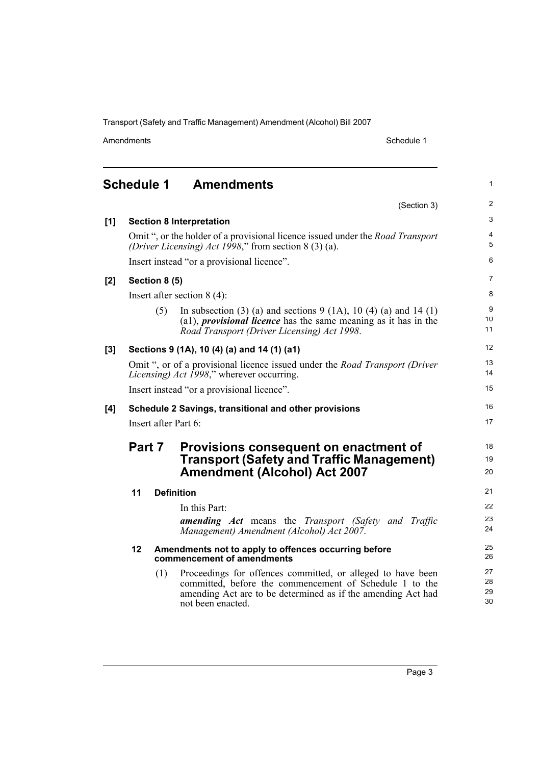# Schedule 1 Amendments

(Section 3)

**[1] Section 8 Interpretation**

Omit ", or the holder of a provisional licence issued under the *Road Transport (Driver Licensing) Act 1998*," from section 8 (3) (a).

Insert instead "or a provisional licence".

**[2] Section 8 (5)**

Insert after section 8 (4):

(5) In subsection (3) (a) and sections 9 (1A), 10 (4) (a) and 14 (1) (a1), ***provisional licence*** has the same meaning as it has in the *Road Transport (Driver Licensing) Act 1998*.

**[3] Sections 9 (1A), 10 (4) (a) and 14 (1) (a1)**

Omit ", or of a provisional licence issued under the *Road Transport (Driver Licensing) Act 1998*," wherever occurring.

Insert instead "or a provisional licence".

**[4] Schedule 2 Savings, transitional and other provisions**

Insert after Part 6:

## Part 7 Provisions consequent on enactment of Transport (Safety and Traffic Management) Amendment (Alcohol) Act 2007

**11 Definition**

In this Part:

***amending Act*** means the *Transport (Safety and Traffic Management) Amendment (Alcohol) Act 2007*.

**12 Amendments not to apply to offences occurring before commencement of amendments**

(1) Proceedings for offences committed, or alleged to have been committed, before the commencement of Schedule 1 to the amending Act are to be determined as if the amending Act had not been enacted.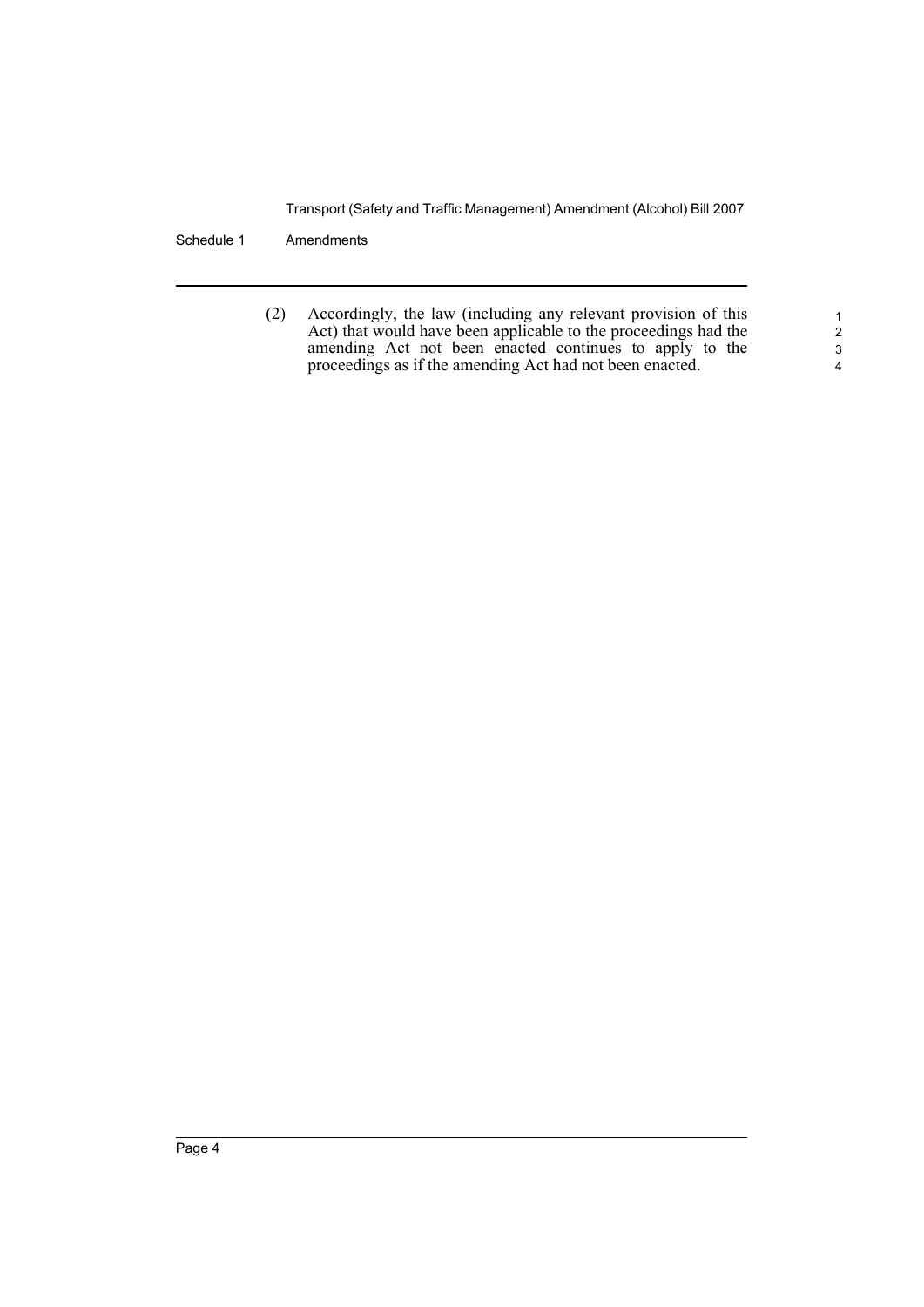(2) Accordingly, the law (including any relevant provision of this Act) that would have been applicable to the proceedings had the amending Act not been enacted continues to apply to the proceedings as if the amending Act had not been enacted.